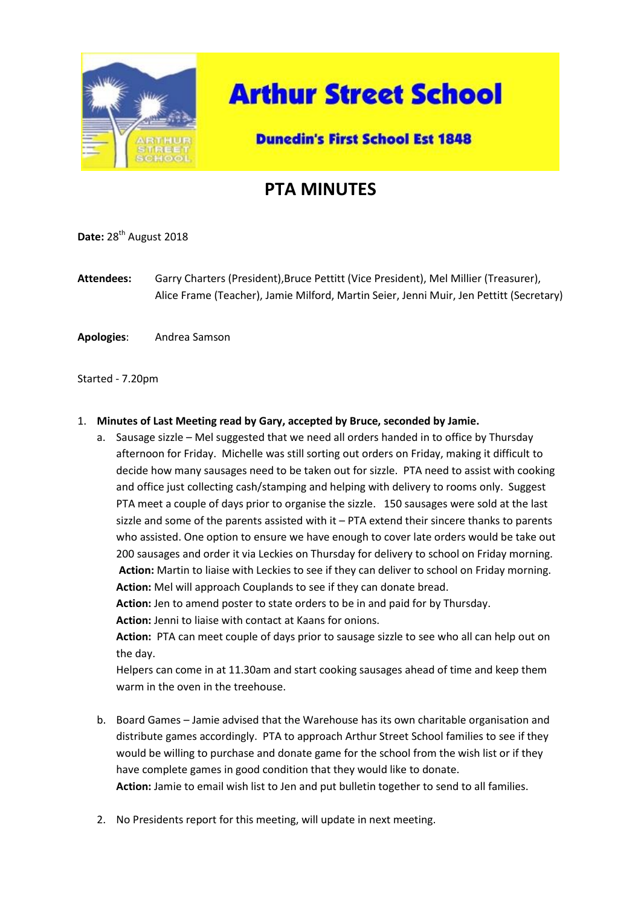# Arthur Street School

**Dunedin's First School Est 1848**

## PTA MINUTES

**Date:** 28th August 2018

**Attendees:** Garry Charters (President),Bruce Pettitt (Vice President), Mel Millier (Treasurer), Alice Frame (Teacher), Jamie Milford, Martin Seier, Jenni Muir, Jen Pettitt (Secretary)

**Apologies**: Andrea Samson

Started - 7.20pm

1. **Minutes of Last Meeting read by Gary, accepted by Bruce, seconded by Jamie.**
   a. Sausage sizzle – Mel suggested that we need all orders handed in to office by Thursday afternoon for Friday. Michelle was still sorting out orders on Friday, making it difficult to decide how many sausages need to be taken out for sizzle. PTA need to assist with cooking and office just collecting cash/stamping and helping with delivery to rooms only. Suggest PTA meet a couple of days prior to organise the sizzle. 150 sausages were sold at the last sizzle and some of the parents assisted with it – PTA extend their sincere thanks to parents who assisted. One option to ensure we have enough to cover late orders would be take out 200 sausages and order it via Leckies on Thursday for delivery to school on Friday morning.
   **Action:** Martin to liaise with Leckies to see if they can deliver to school on Friday morning.
   **Action:** Mel will approach Couplands to see if they can donate bread.
   **Action:** Jen to amend poster to state orders to be in and paid for by Thursday.
   **Action:** Jenni to liaise with contact at Kaans for onions.
   **Action:** PTA can meet couple of days prior to sausage sizzle to see who all can help out on the day.
   Helpers can come in at 11.30am and start cooking sausages ahead of time and keep them warm in the oven in the treehouse.

   b. Board Games – Jamie advised that the Warehouse has its own charitable organisation and distribute games accordingly. PTA to approach Arthur Street School families to see if they would be willing to purchase and donate game for the school from the wish list or if they have complete games in good condition that they would like to donate.
   **Action:** Jamie to email wish list to Jen and put bulletin together to send to all families.

2. No Presidents report for this meeting, will update in next meeting.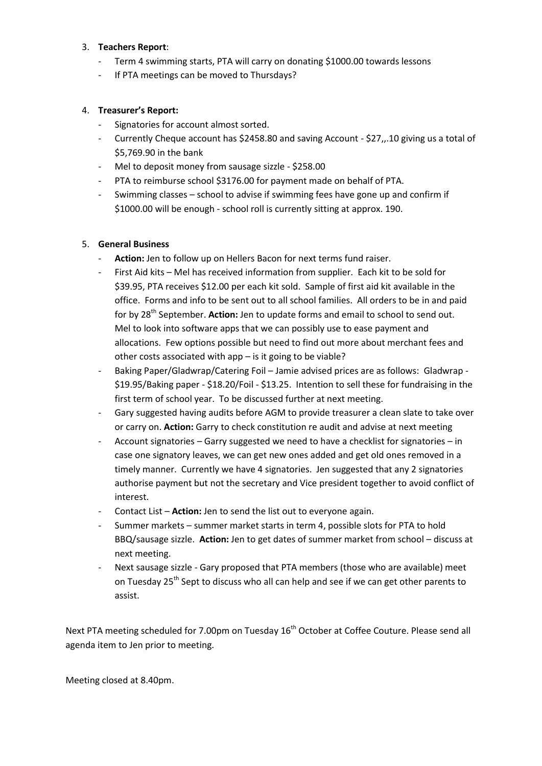3. **Teachers Report**:
   - Term 4 swimming starts, PTA will carry on donating $1000.00 towards lessons
   - If PTA meetings can be moved to Thursdays?

4. **Treasurer's Report:**
   - Signatories for account almost sorted.
   - Currently Cheque account has $2458.80 and saving Account - $27,,.10 giving us a total of $5,769.90 in the bank
   - Mel to deposit money from sausage sizzle - $258.00
   - PTA to reimburse school $3176.00 for payment made on behalf of PTA.
   - Swimming classes – school to advise if swimming fees have gone up and confirm if $1000.00 will be enough - school roll is currently sitting at approx. 190.

5. **General Business**
   - **Action:** Jen to follow up on Hellers Bacon for next terms fund raiser.
   - First Aid kits – Mel has received information from supplier. Each kit to be sold for $39.95, PTA receives $12.00 per each kit sold. Sample of first aid kit available in the office. Forms and info to be sent out to all school families. All orders to be in and paid for by 28th September. **Action:** Jen to update forms and email to school to send out. Mel to look into software apps that we can possibly use to ease payment and allocations. Few options possible but need to find out more about merchant fees and other costs associated with app – is it going to be viable?
   - Baking Paper/Gladwrap/Catering Foil – Jamie advised prices are as follows: Gladwrap - $19.95/Baking paper - $18.20/Foil - $13.25. Intention to sell these for fundraising in the first term of school year. To be discussed further at next meeting.
   - Gary suggested having audits before AGM to provide treasurer a clean slate to take over or carry on. **Action:** Garry to check constitution re audit and advise at next meeting
   - Account signatories – Garry suggested we need to have a checklist for signatories – in case one signatory leaves, we can get new ones added and get old ones removed in a timely manner. Currently we have 4 signatories. Jen suggested that any 2 signatories authorise payment but not the secretary and Vice president together to avoid conflict of interest.
   - Contact List – **Action:** Jen to send the list out to everyone again.
   - Summer markets – summer market starts in term 4, possible slots for PTA to hold BBQ/sausage sizzle. **Action:** Jen to get dates of summer market from school – discuss at next meeting.
   - Next sausage sizzle - Gary proposed that PTA members (those who are available) meet on Tuesday 25th Sept to discuss who all can help and see if we can get other parents to assist.

Next PTA meeting scheduled for 7.00pm on Tuesday 16th October at Coffee Couture. Please send all agenda item to Jen prior to meeting.

Meeting closed at 8.40pm.